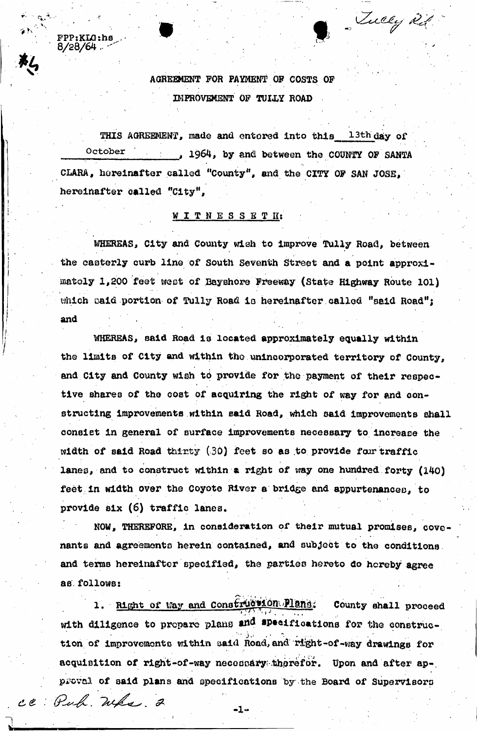FPP:KLG:hs
8/28/64

#6

Tully Rd

# AGREEMENT FOR PAYMENT OF COSTS OF IMPROVEMENT OF TULLY ROAD

THIS AGREEMENT, made and entered into this 13th day of October, 1964, by and between the COUNTY OF SANTA CLARA, hereinafter called "County", and the CITY OF SAN JOSE, hereinafter called "City",

W I T N E S S E T H:

WHEREAS, City and County wish to improve Tully Road, between the easterly curb line of South Seventh Street and a point approximately 1,200 feet west of Bayshore Freeway (State Highway Route 101) which said portion of Tully Road is hereinafter called "said Road"; and

WHEREAS, said Road is located approximately equally within the limits of City and within the unincorporated territory of County, and City and County wish to provide for the payment of their respective shares of the cost of acquiring the right of way for and constructing improvements within said Road, which said improvements shall consist in general of surface improvements necessary to increase the width of said Road thirty (30) feet so as to provide four traffic lanes, and to construct within a right of way one hundred forty (140) feet in width over the Coyote River a bridge and appurtenances, to provide six (6) traffic lanes.

NOW, THEREFORE, in consideration of their mutual promises, covenants and agreements herein contained, and subject to the conditions and terms hereinafter specified, the parties hereto do hereby agree as follows:

1. Right of Way and Construction Plans. County shall proceed with diligence to prepare plans and specifications for the construction of improvements within said Road, and right-of-way drawings for acquisition of right-of-way necessary therefor. Upon and after approval of said plans and specifications by the Board of Supervisors

cc: Pub. Wks. 2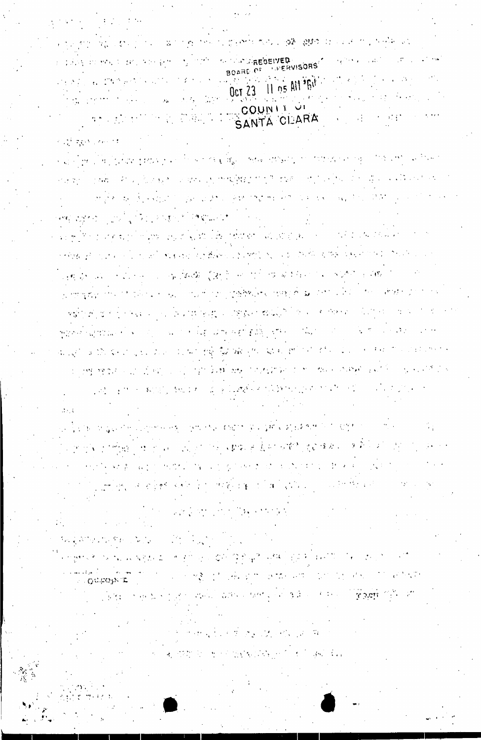RECEIVED
BOARD OF SUPERVISORS

Oct 23 11 05 AM '64

COUNTY OF
SANTA CLARA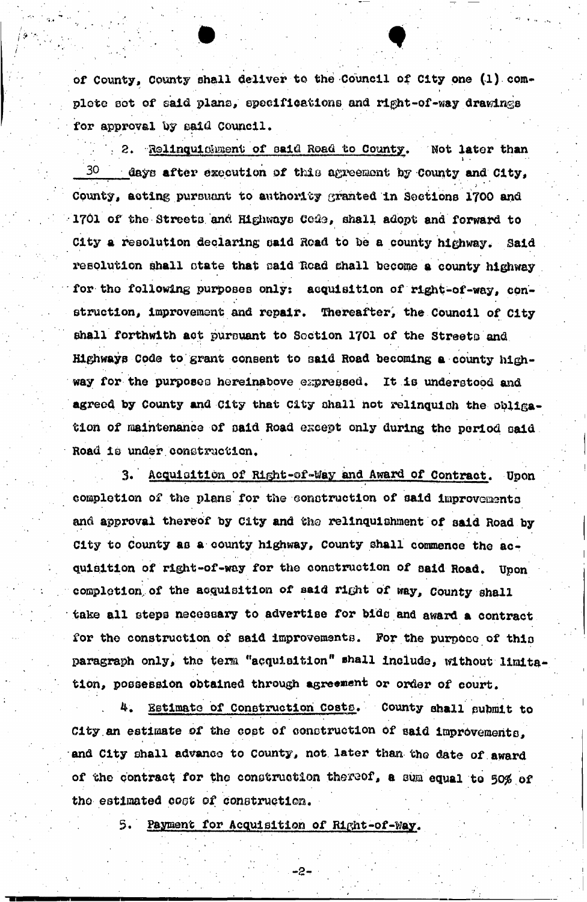of County, County shall deliver to the Council of City one (1) complete set of said plans, specifications and right-of-way drawings for approval by said Council.

2. Relinquishment of said Road to County. Not later than 30 days after execution of this agreement by County and City, County, acting pursuant to authority granted in Sections 1700 and 1701 of the Streets and Highways Code, shall adopt and forward to City a resolution declaring said Road to be a county highway. Said resolution shall state that said Road shall become a county highway for the following purposes only: acquisition of right-of-way, construction, improvement and repair. Thereafter, the Council of City shall forthwith act pursuant to Section 1701 of the Streets and Highways Code to grant consent to said Road becoming a county highway for the purposes hereinabove expressed. It is understood and agreed by County and City that City shall not relinquish the obligation of maintenance of said Road except only during the period said Road is under construction.

3. Acquisition of Right-of-Way and Award of Contract. Upon completion of the plans for the construction of said improvements and approval thereof by City and the relinquishment of said Road by City to County as a county highway, County shall commence the acquisition of right-of-way for the construction of said Road. Upon completion of the acquisition of said right of way, County shall take all steps necessary to advertise for bids and award a contract for the construction of said improvements. For the purpose of this paragraph only, the term "acquisition" shall include, without limitation, possession obtained through agreement or order of court.

4. Estimate of Construction Costs. County shall submit to City an estimate of the cost of construction of said improvements, and City shall advance to County, not later than the date of award of the contract for the construction thereof, a sum equal to 50% of the estimated cost of construction.

5. Payment for Acquisition of Right-of-Way.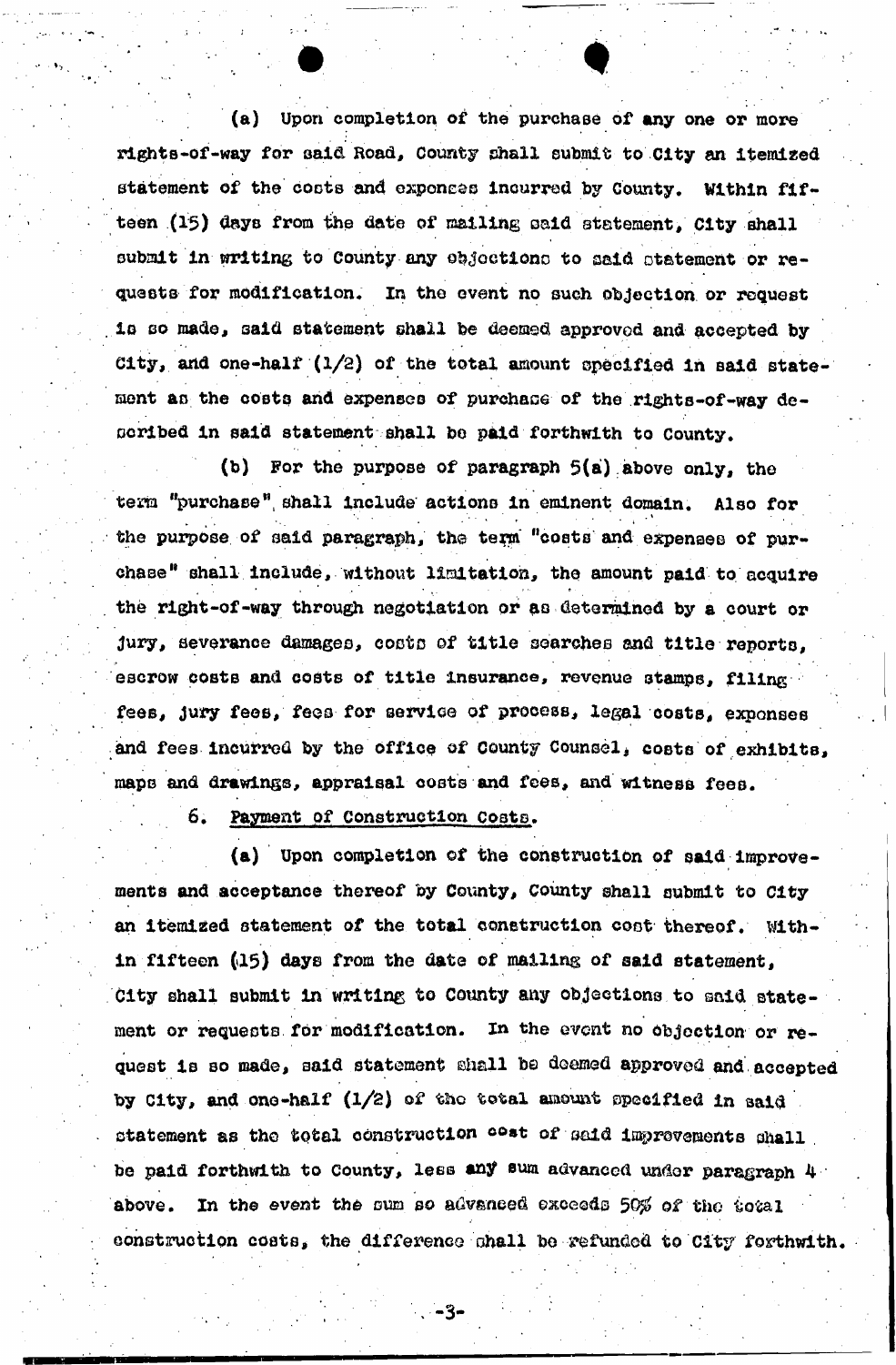(a) Upon completion of the purchase of any one or more rights-of-way for said Road, County shall submit to City an itemized statement of the costs and expenses incurred by County. Within fifteen (15) days from the date of mailing said statement, City shall submit in writing to County any objections to said statement or requests for modification. In the event no such objection or request is so made, said statement shall be deemed approved and accepted by City, and one-half (1/2) of the total amount specified in said statement as the costs and expenses of purchase of the rights-of-way described in said statement shall be paid forthwith to County.

(b) For the purpose of paragraph 5(a) above only, the term "purchase" shall include actions in eminent domain. Also for the purpose of said paragraph, the term "costs and expenses of purchase" shall include, without limitation, the amount paid to acquire the right-of-way through negotiation or as determined by a court or jury, severance damages, costs of title searches and title reports, escrow costs and costs of title insurance, revenue stamps, filing fees, jury fees, fees for service of process, legal costs, expenses and fees incurred by the office of County Counsel, costs of exhibits, maps and drawings, appraisal costs and fees, and witness fees.

6. Payment of Construction Costs.

(a) Upon completion of the construction of said improvements and acceptance thereof by County, County shall submit to City an itemized statement of the total construction cost thereof. Within fifteen (15) days from the date of mailing of said statement, City shall submit in writing to County any objections to said statement or requests for modification. In the event no objection or request is so made, said statement shall be deemed approved and accepted by City, and one-half (1/2) of the total amount specified in said statement as the total construction cost of said improvements shall be paid forthwith to County, less any sum advanced under paragraph 4 above. In the event the sum so advanced exceeds 50% of the total construction costs, the difference shall be refunded to City forthwith.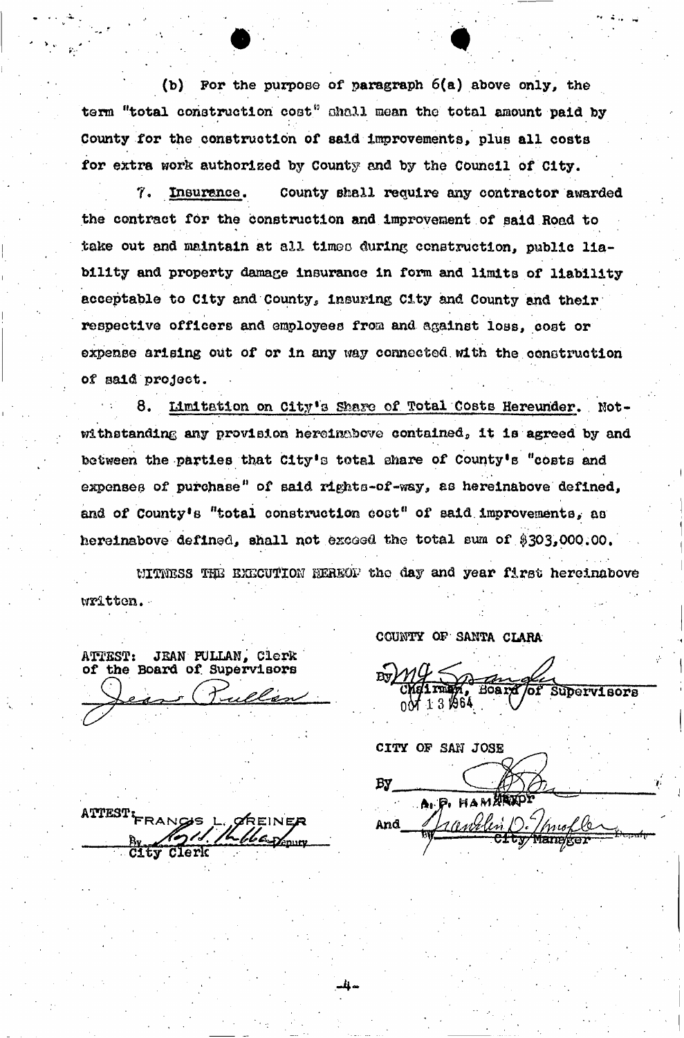(b) For the purpose of paragraph 6(a) above only, the term "total construction cost" shall mean the total amount paid by County for the construction of said improvements, plus all costs for extra work authorized by County and by the Council of City.

7. Insurance. County shall require any contractor awarded the contract for the construction and improvement of said Road to take out and maintain at all times during construction, public liability and property damage insurance in form and limits of liability acceptable to City and County, insuring City and County and their respective officers and employees from and against loss, cost or expense arising out of or in any way connected with the construction of said project.

8. Limitation on City's Share of Total Costs Hereunder. Notwithstanding any provision hereinabove contained, it is agreed by and between the parties that City's total share of County's "costs and expenses of purchase" of said rights-of-way, as hereinabove defined, and of County's "total construction cost" of said improvements, as hereinabove defined, shall not exceed the total sum of $303,000.00.

WITNESS THE EXECUTION HEREOF the day and year first hereinabove written.

ATTEST: JEAN PULLAN, Clerk of the Board of Supervisors

Jean Pullan

COUNTY OF SANTA CLARA

By M G Sprangler
Chairman, Board of Supervisors
OCT 13 1964

ATTEST: FRANCIS L. GREINER
By [signature] Deputy
City Clerk

CITY OF SAN JOSE

By [signature]
A. P. HAMANN Mayor

And Franklin D. [signature] Deputy
City Manager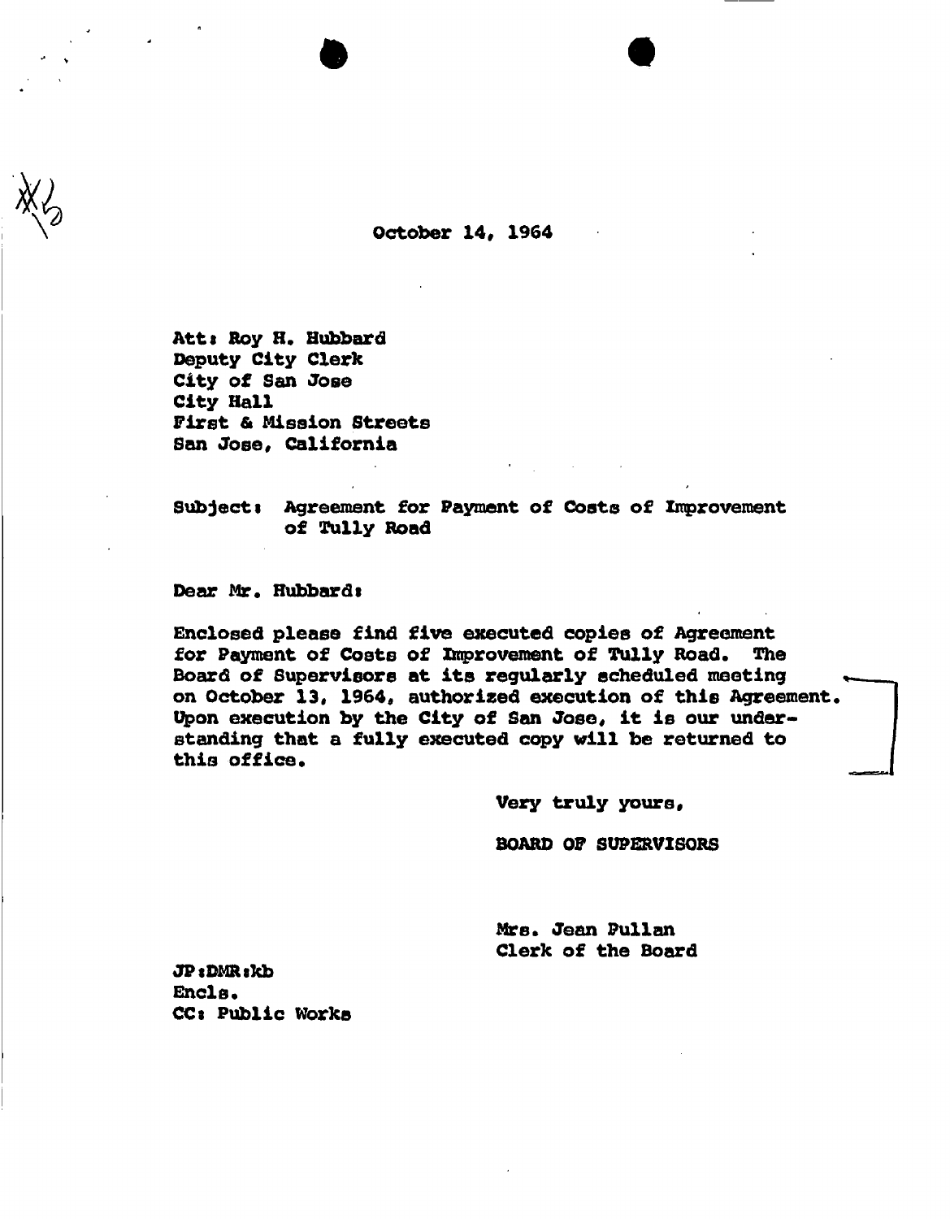October 14, 1964

Att: Roy H. Hubbard
Deputy City Clerk
City of San Jose
City Hall
First & Mission Streets
San Jose, California

Subject: Agreement for Payment of Costs of Improvement of Tully Road

Dear Mr. Hubbard:

Enclosed please find five executed copies of Agreement for Payment of Costs of Improvement of Tully Road. The Board of Supervisors at its regularly scheduled meeting on October 13, 1964, authorized execution of this Agreement. Upon execution by the City of San Jose, it is our understanding that a fully executed copy will be returned to this office.

Very truly yours,

BOARD OF SUPERVISORS

Mrs. Jean Pullan
Clerk of the Board

JP:DMR:kb
Encls.
CC: Public Works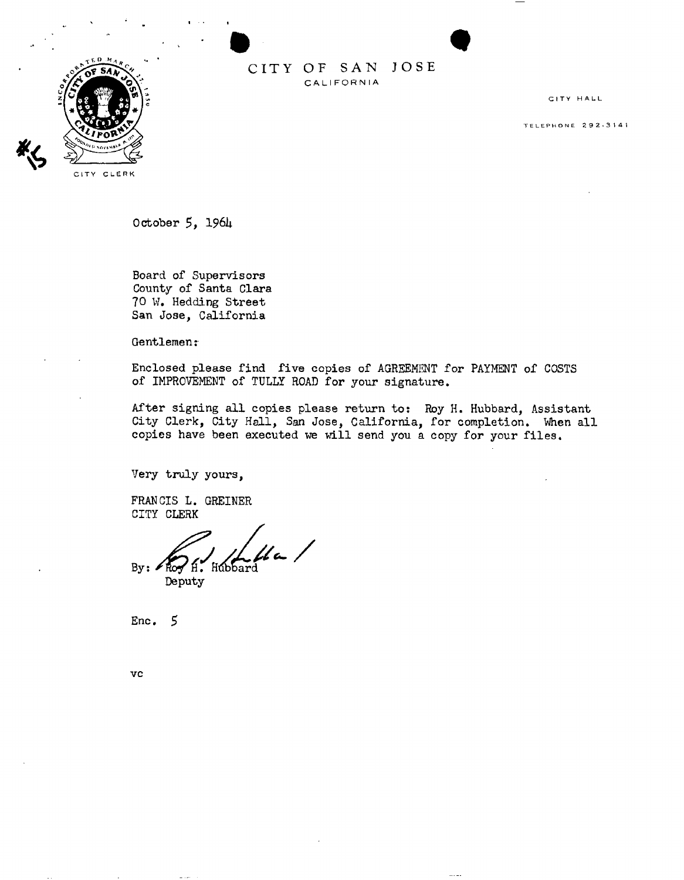#15

CITY CLERK

# CITY OF SAN JOSE
CALIFORNIA

CITY HALL

TELEPHONE 292-3141

October 5, 1964

Board of Supervisors
County of Santa Clara
70 W. Hedding Street
San Jose, California

Gentlemen:

Enclosed please find five copies of AGREEMENT for PAYMENT of COSTS of IMPROVEMENT of TULLY ROAD for your signature.

After signing all copies please return to: Roy H. Hubbard, Assistant City Clerk, City Hall, San Jose, California, for completion. When all copies have been executed we will send you a copy for your files.

Very truly yours,

FRANCIS L. GREINER
CITY CLERK

By: Roy H. Hubbard
Deputy

Enc. 5

vc